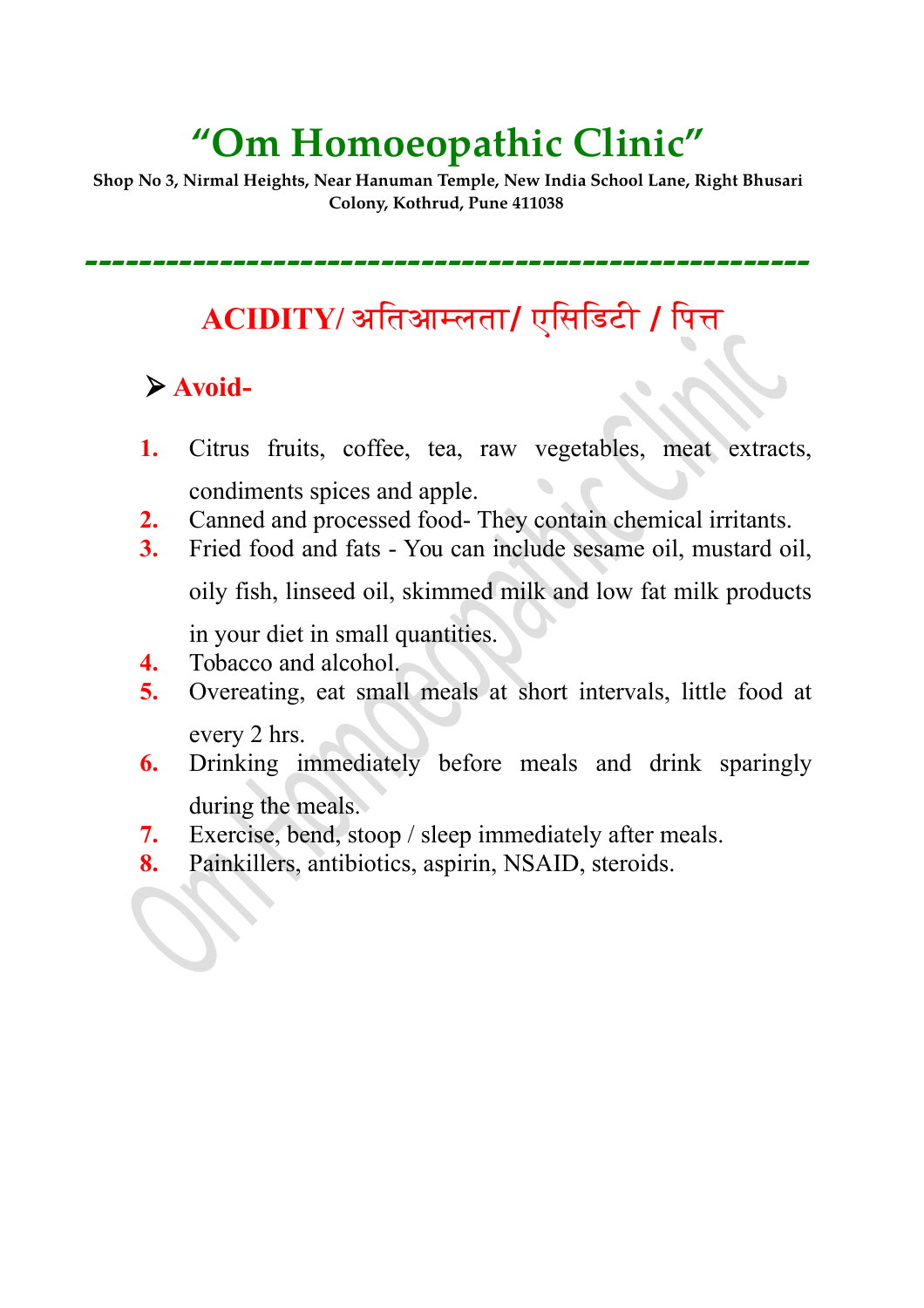# "Om Homoeopathic Clinic"

**Shop No 3, Nirmal Heights, Near Hanuman Temple, New India School Lane, Right Bhusari Colony, Kothrud, Pune 411038**

---

## ACIDITY/ अतिआम्लता/ एसिडिटी / पित्त

- **Avoid-**

1. Citrus fruits, coffee, tea, raw vegetables, meat extracts, condiments spices and apple.
2. Canned and processed food- They contain chemical irritants.
3. Fried food and fats - You can include sesame oil, mustard oil, oily fish, linseed oil, skimmed milk and low fat milk products in your diet in small quantities.
4. Tobacco and alcohol.
5. Overeating, eat small meals at short intervals, little food at every 2 hrs.
6. Drinking immediately before meals and drink sparingly during the meals.
7. Exercise, bend, stoop / sleep immediately after meals.
8. Painkillers, antibiotics, aspirin, NSAID, steroids.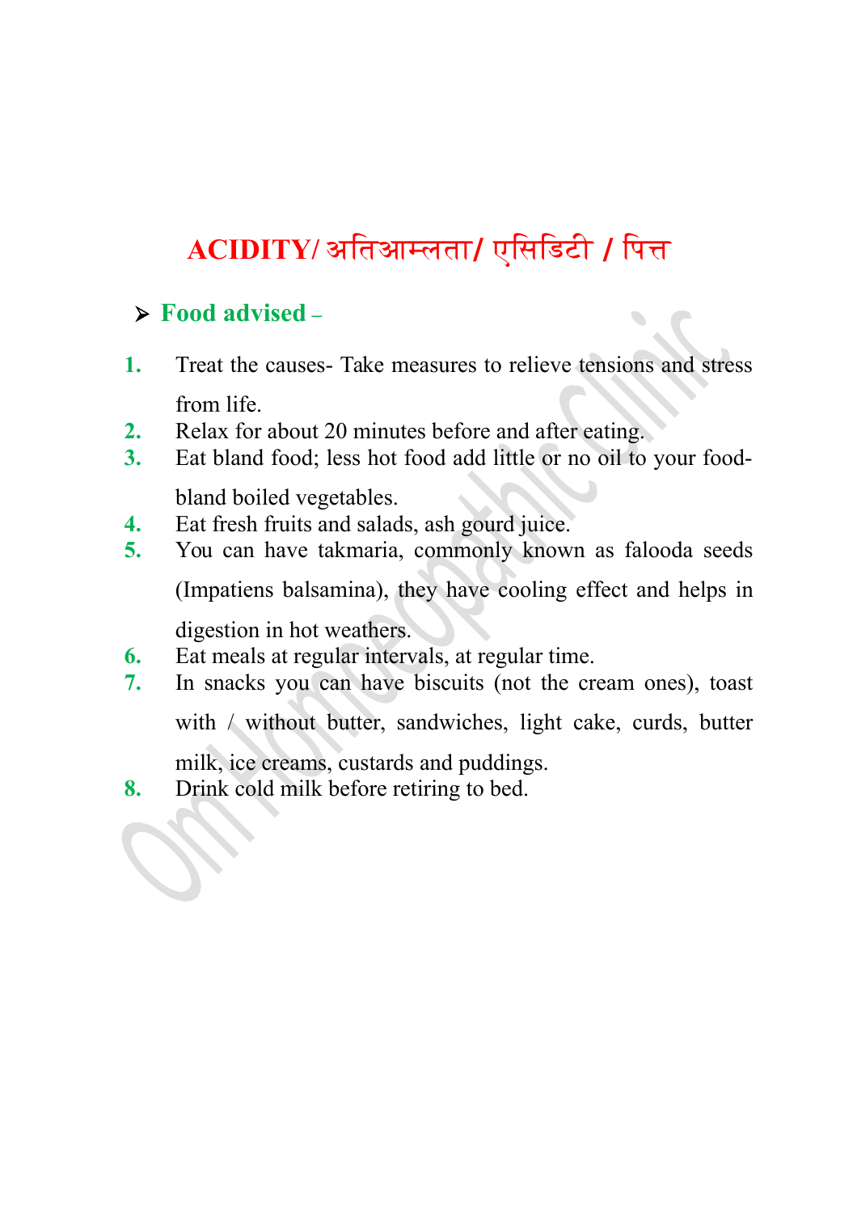# ACIDITY/ अतिआम्लता/ एसिडिटी / पित्त

- **Food advised –**

1. Treat the causes- Take measures to relieve tensions and stress from life.
2. Relax for about 20 minutes before and after eating.
3. Eat bland food; less hot food add little or no oil to your food- bland boiled vegetables.
4. Eat fresh fruits and salads, ash gourd juice.
5. You can have takmaria, commonly known as falooda seeds (Impatiens balsamina), they have cooling effect and helps in digestion in hot weathers.
6. Eat meals at regular intervals, at regular time.
7. In snacks you can have biscuits (not the cream ones), toast with / without butter, sandwiches, light cake, curds, butter milk, ice creams, custards and puddings.
8. Drink cold milk before retiring to bed.